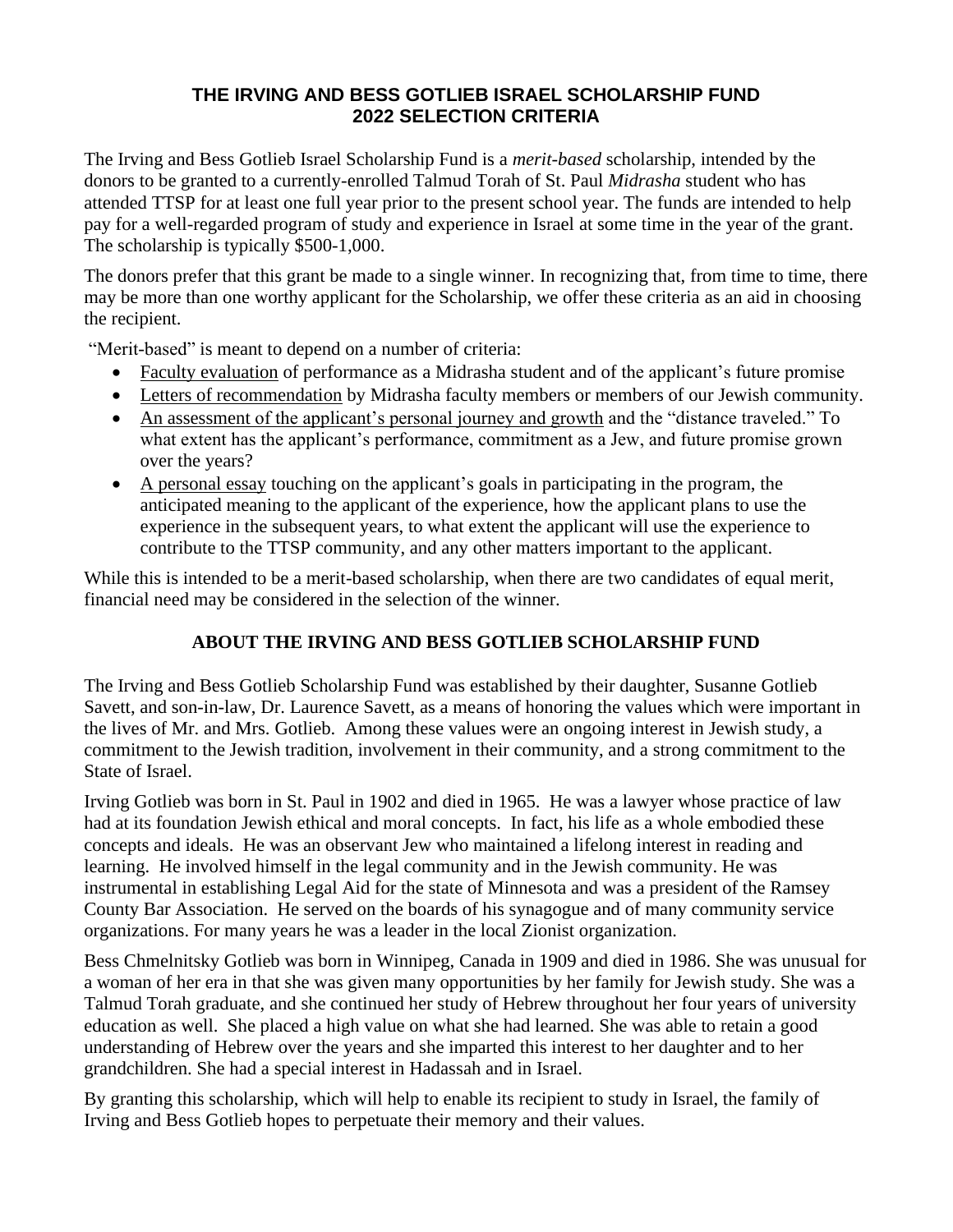# THE IRVING AND BESS GOTLIEB ISRAEL SCHOLARSHIP FUND
# 2022 SELECTION CRITERIA

The Irving and Bess Gotlieb Israel Scholarship Fund is a *merit-based* scholarship, intended by the donors to be granted to a currently-enrolled Talmud Torah of St. Paul *Midrasha* student who has attended TTSP for at least one full year prior to the present school year. The funds are intended to help pay for a well-regarded program of study and experience in Israel at some time in the year of the grant. The scholarship is typically $500-1,000.

The donors prefer that this grant be made to a single winner. In recognizing that, from time to time, there may be more than one worthy applicant for the Scholarship, we offer these criteria as an aid in choosing the recipient.

"Merit-based" is meant to depend on a number of criteria:

- <u>Faculty evaluation</u> of performance as a Midrasha student and of the applicant's future promise
- <u>Letters of recommendation</u> by Midrasha faculty members or members of our Jewish community.
- <u>An assessment of the applicant's personal journey and growth</u> and the "distance traveled." To what extent has the applicant's performance, commitment as a Jew, and future promise grown over the years?
- <u>A personal essay</u> touching on the applicant's goals in participating in the program, the anticipated meaning to the applicant of the experience, how the applicant plans to use the experience in the subsequent years, to what extent the applicant will use the experience to contribute to the TTSP community, and any other matters important to the applicant.

While this is intended to be a merit-based scholarship, when there are two candidates of equal merit, financial need may be considered in the selection of the winner.

## ABOUT THE IRVING AND BESS GOTLIEB SCHOLARSHIP FUND

The Irving and Bess Gotlieb Scholarship Fund was established by their daughter, Susanne Gotlieb Savett, and son-in-law, Dr. Laurence Savett, as a means of honoring the values which were important in the lives of Mr. and Mrs. Gotlieb. Among these values were an ongoing interest in Jewish study, a commitment to the Jewish tradition, involvement in their community, and a strong commitment to the State of Israel.

Irving Gotlieb was born in St. Paul in 1902 and died in 1965. He was a lawyer whose practice of law had at its foundation Jewish ethical and moral concepts. In fact, his life as a whole embodied these concepts and ideals. He was an observant Jew who maintained a lifelong interest in reading and learning. He involved himself in the legal community and in the Jewish community. He was instrumental in establishing Legal Aid for the state of Minnesota and was a president of the Ramsey County Bar Association. He served on the boards of his synagogue and of many community service organizations. For many years he was a leader in the local Zionist organization.

Bess Chmelnitsky Gotlieb was born in Winnipeg, Canada in 1909 and died in 1986. She was unusual for a woman of her era in that she was given many opportunities by her family for Jewish study. She was a Talmud Torah graduate, and she continued her study of Hebrew throughout her four years of university education as well. She placed a high value on what she had learned. She was able to retain a good understanding of Hebrew over the years and she imparted this interest to her daughter and to her grandchildren. She had a special interest in Hadassah and in Israel.

By granting this scholarship, which will help to enable its recipient to study in Israel, the family of Irving and Bess Gotlieb hopes to perpetuate their memory and their values.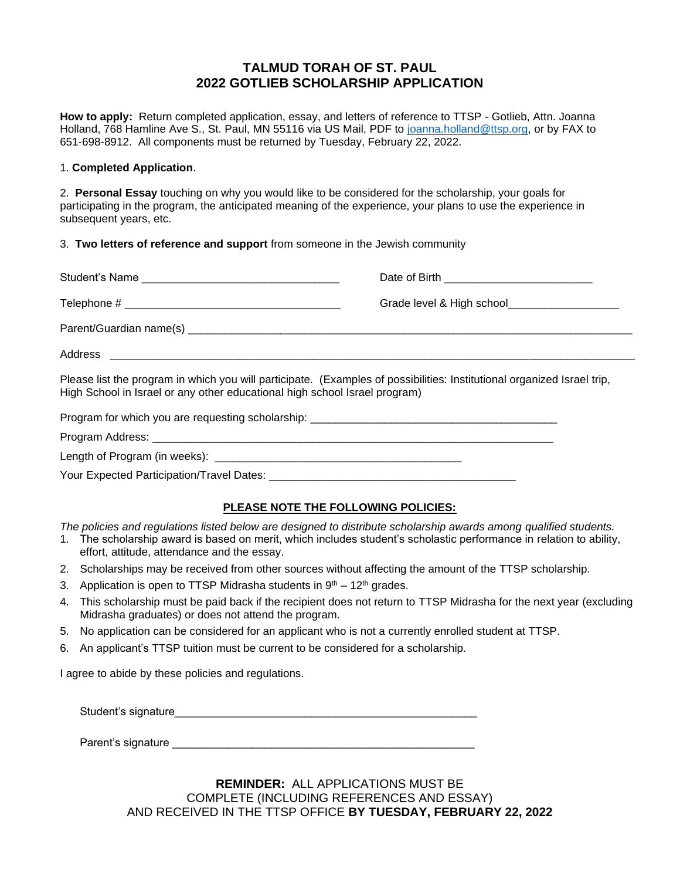# TALMUD TORAH OF ST. PAUL
# 2022 GOTLIEB SCHOLARSHIP APPLICATION

**How to apply:** Return completed application, essay, and letters of reference to TTSP - Gotlieb, Attn. Joanna Holland, 768 Hamline Ave S., St. Paul, MN 55116 via US Mail, PDF to joanna.holland@ttsp.org, or by FAX to 651-698-8912. All components must be returned by Tuesday, February 22, 2022.

1. **Completed Application**.

2. **Personal Essay** touching on why you would like to be considered for the scholarship, your goals for participating in the program, the anticipated meaning of the experience, your plans to use the experience in subsequent years, etc.

3. **Two letters of reference and support** from someone in the Jewish community

Student's Name ________________________________ Date of Birth ________________________

Telephone # ___________________________________ Grade level & High school__________________

Parent/Guardian name(s) ___________________________________________________________________________

Address ____________________________________________________________________________________

Please list the program in which you will participate. (Examples of possibilities: Institutional organized Israel trip, High School in Israel or any other educational high school Israel program)

Program for which you are requesting scholarship: _________________________________________

Program Address: ____________________________________________________________________

Length of Program (in weeks): __________________________________________

Your Expected Participation/Travel Dates: _________________________________________

## PLEASE NOTE THE FOLLOWING POLICIES:

*The policies and regulations listed below are designed to distribute scholarship awards among qualified students.*

1. The scholarship award is based on merit, which includes student's scholastic performance in relation to ability, effort, attitude, attendance and the essay.
2. Scholarships may be received from other sources without affecting the amount of the TTSP scholarship.
3. Application is open to TTSP Midrasha students in 9th – 12th grades.
4. This scholarship must be paid back if the recipient does not return to TTSP Midrasha for the next year (excluding Midrasha graduates) or does not attend the program.
5. No application can be considered for an applicant who is not a currently enrolled student at TTSP.
6. An applicant's TTSP tuition must be current to be considered for a scholarship.

I agree to abide by these policies and regulations.

Student's signature___________________________________________________

Parent's signature ___________________________________________________

**REMINDER:** ALL APPLICATIONS MUST BE COMPLETE (INCLUDING REFERENCES AND ESSAY) AND RECEIVED IN THE TTSP OFFICE **BY TUESDAY, FEBRUARY 22, 2022**